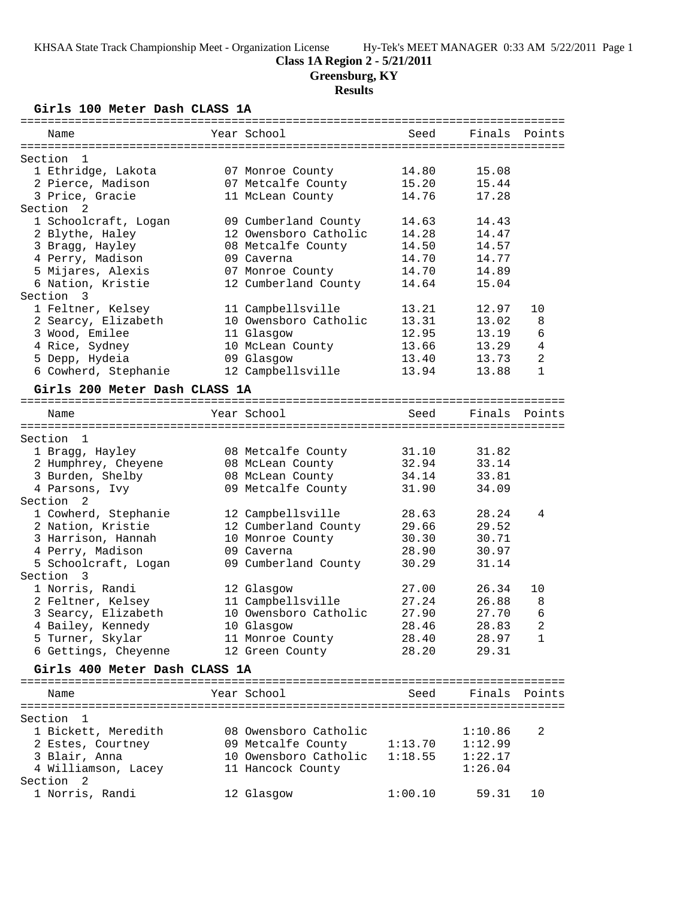# Class 1A Region 2 - 5/21/2011

## Greensburg, KY

## Results

### Girls 100 Meter Dash CLASS 1A

| Name | Year | School | Seed | Finals | Points |
|---|---|---|---|---|---|
| **Section 1** | | | | | |
| 1 Ethridge, Lakota | 07 | Monroe County | 14.80 | 15.08 | |
| 2 Pierce, Madison | 07 | Metcalfe County | 15.20 | 15.44 | |
| 3 Price, Gracie | 11 | McLean County | 14.76 | 17.28 | |
| **Section 2** | | | | | |
| 1 Schoolcraft, Logan | 09 | Cumberland County | 14.63 | 14.43 | |
| 2 Blythe, Haley | 12 | Owensboro Catholic | 14.28 | 14.47 | |
| 3 Bragg, Hayley | 08 | Metcalfe County | 14.50 | 14.57 | |
| 4 Perry, Madison | 09 | Caverna | 14.70 | 14.77 | |
| 5 Mijares, Alexis | 07 | Monroe County | 14.70 | 14.89 | |
| 6 Nation, Kristie | 12 | Cumberland County | 14.64 | 15.04 | |
| **Section 3** | | | | | |
| 1 Feltner, Kelsey | 11 | Campbellsville | 13.21 | 12.97 | 10 |
| 2 Searcy, Elizabeth | 10 | Owensboro Catholic | 13.31 | 13.02 | 8 |
| 3 Wood, Emilee | 11 | Glasgow | 12.95 | 13.19 | 6 |
| 4 Rice, Sydney | 10 | McLean County | 13.66 | 13.29 | 4 |
| 5 Depp, Hydeia | 09 | Glasgow | 13.40 | 13.73 | 2 |
| 6 Cowherd, Stephanie | 12 | Campbellsville | 13.94 | 13.88 | 1 |

### Girls 200 Meter Dash CLASS 1A

| Name | Year | School | Seed | Finals | Points |
|---|---|---|---|---|---|
| **Section 1** | | | | | |
| 1 Bragg, Hayley | 08 | Metcalfe County | 31.10 | 31.82 | |
| 2 Humphrey, Cheyene | 08 | McLean County | 32.94 | 33.14 | |
| 3 Burden, Shelby | 08 | McLean County | 34.14 | 33.81 | |
| 4 Parsons, Ivy | 09 | Metcalfe County | 31.90 | 34.09 | |
| **Section 2** | | | | | |
| 1 Cowherd, Stephanie | 12 | Campbellsville | 28.63 | 28.24 | 4 |
| 2 Nation, Kristie | 12 | Cumberland County | 29.66 | 29.52 | |
| 3 Harrison, Hannah | 10 | Monroe County | 30.30 | 30.71 | |
| 4 Perry, Madison | 09 | Caverna | 28.90 | 30.97 | |
| 5 Schoolcraft, Logan | 09 | Cumberland County | 30.29 | 31.14 | |
| **Section 3** | | | | | |
| 1 Norris, Randi | 12 | Glasgow | 27.00 | 26.34 | 10 |
| 2 Feltner, Kelsey | 11 | Campbellsville | 27.24 | 26.88 | 8 |
| 3 Searcy, Elizabeth | 10 | Owensboro Catholic | 27.90 | 27.70 | 6 |
| 4 Bailey, Kennedy | 10 | Glasgow | 28.46 | 28.83 | 2 |
| 5 Turner, Skylar | 11 | Monroe County | 28.40 | 28.97 | 1 |
| 6 Gettings, Cheyenne | 12 | Green County | 28.20 | 29.31 | |

### Girls 400 Meter Dash CLASS 1A

| Name | Year | School | Seed | Finals | Points |
|---|---|---|---|---|---|
| **Section 1** | | | | | |
| 1 Bickett, Meredith | 08 | Owensboro Catholic | | 1:10.86 | 2 |
| 2 Estes, Courtney | 09 | Metcalfe County | 1:13.70 | 1:12.99 | |
| 3 Blair, Anna | 10 | Owensboro Catholic | 1:18.55 | 1:22.17 | |
| 4 Williamson, Lacey | 11 | Hancock County | | 1:26.04 | |
| **Section 2** | | | | | |
| 1 Norris, Randi | 12 | Glasgow | 1:00.10 | 59.31 | 10 |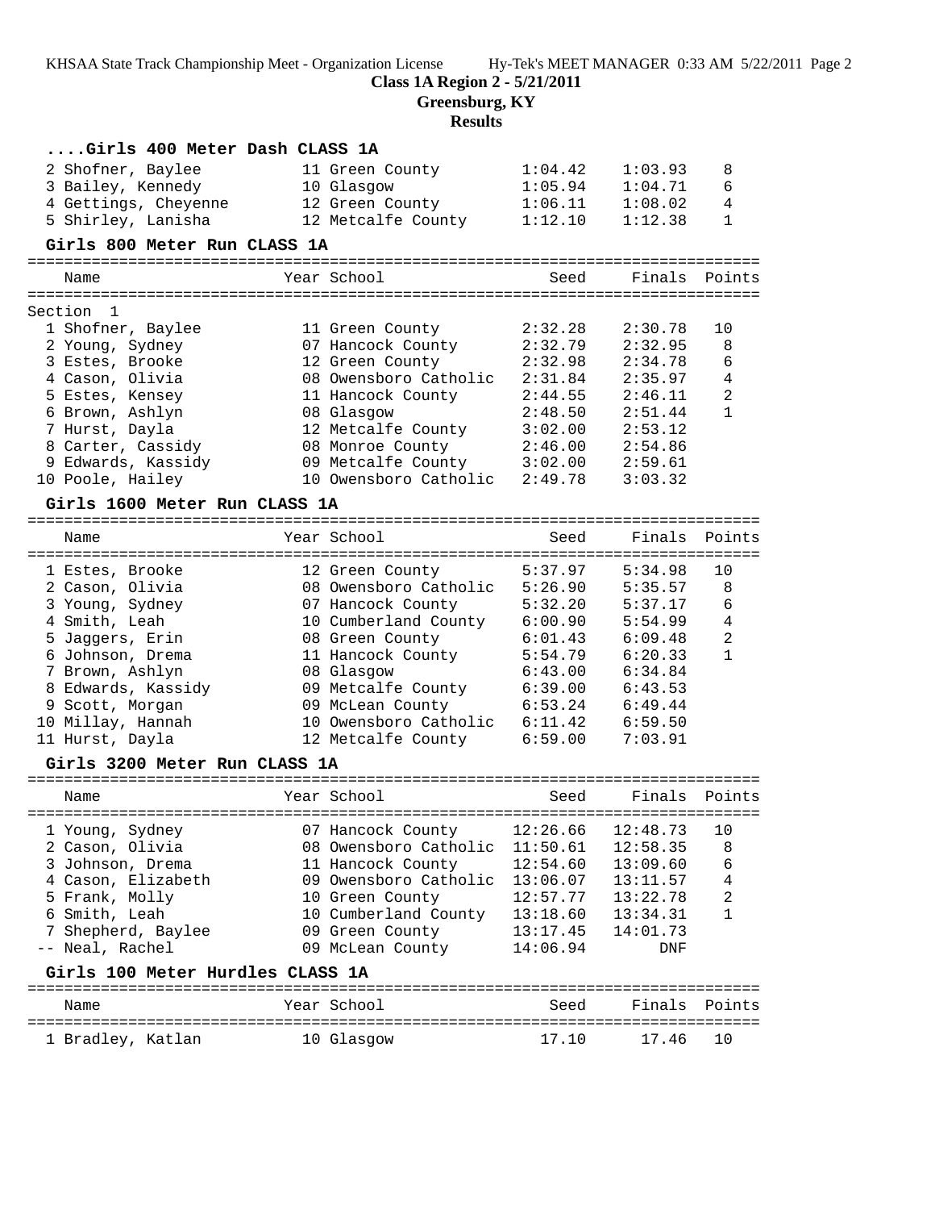## Class 1A Region 2 - 5/21/2011

## Greensburg, KY

## Results

### ....Girls 400 Meter Dash CLASS 1A

| Place | Name | Year | School | Seed | Finals | Points |
|---|---|---|---|---|---|---|
| 2 | Shofner, Baylee | 11 | Green County | 1:04.42 | 1:03.93 | 8 |
| 3 | Bailey, Kennedy | 10 | Glasgow | 1:05.94 | 1:04.71 | 6 |
| 4 | Gettings, Cheyenne | 12 | Green County | 1:06.11 | 1:08.02 | 4 |
| 5 | Shirley, Lanisha | 12 | Metcalfe County | 1:12.10 | 1:12.38 | 1 |

### Girls 800 Meter Run CLASS 1A

Section 1

| Place | Name | Year | School | Seed | Finals | Points |
|---|---|---|---|---|---|---|
| 1 | Shofner, Baylee | 11 | Green County | 2:32.28 | 2:30.78 | 10 |
| 2 | Young, Sydney | 07 | Hancock County | 2:32.79 | 2:32.95 | 8 |
| 3 | Estes, Brooke | 12 | Green County | 2:32.98 | 2:34.78 | 6 |
| 4 | Cason, Olivia | 08 | Owensboro Catholic | 2:31.84 | 2:35.97 | 4 |
| 5 | Estes, Kensey | 11 | Hancock County | 2:44.55 | 2:46.11 | 2 |
| 6 | Brown, Ashlyn | 08 | Glasgow | 2:48.50 | 2:51.44 | 1 |
| 7 | Hurst, Dayla | 12 | Metcalfe County | 3:02.00 | 2:53.12 | |
| 8 | Carter, Cassidy | 08 | Monroe County | 2:46.00 | 2:54.86 | |
| 9 | Edwards, Kassidy | 09 | Metcalfe County | 3:02.00 | 2:59.61 | |
| 10 | Poole, Hailey | 10 | Owensboro Catholic | 2:49.78 | 3:03.32 | |

### Girls 1600 Meter Run CLASS 1A

| Place | Name | Year | School | Seed | Finals | Points |
|---|---|---|---|---|---|---|
| 1 | Estes, Brooke | 12 | Green County | 5:37.97 | 5:34.98 | 10 |
| 2 | Cason, Olivia | 08 | Owensboro Catholic | 5:26.90 | 5:35.57 | 8 |
| 3 | Young, Sydney | 07 | Hancock County | 5:32.20 | 5:37.17 | 6 |
| 4 | Smith, Leah | 10 | Cumberland County | 6:00.90 | 5:54.99 | 4 |
| 5 | Jaggers, Erin | 08 | Green County | 6:01.43 | 6:09.48 | 2 |
| 6 | Johnson, Drema | 11 | Hancock County | 5:54.79 | 6:20.33 | 1 |
| 7 | Brown, Ashlyn | 08 | Glasgow | 6:43.00 | 6:34.84 | |
| 8 | Edwards, Kassidy | 09 | Metcalfe County | 6:39.00 | 6:43.53 | |
| 9 | Scott, Morgan | 09 | McLean County | 6:53.24 | 6:49.44 | |
| 10 | Millay, Hannah | 10 | Owensboro Catholic | 6:11.42 | 6:59.50 | |
| 11 | Hurst, Dayla | 12 | Metcalfe County | 6:59.00 | 7:03.91 | |

### Girls 3200 Meter Run CLASS 1A

| Place | Name | Year | School | Seed | Finals | Points |
|---|---|---|---|---|---|---|
| 1 | Young, Sydney | 07 | Hancock County | 12:26.66 | 12:48.73 | 10 |
| 2 | Cason, Olivia | 08 | Owensboro Catholic | 11:50.61 | 12:58.35 | 8 |
| 3 | Johnson, Drema | 11 | Hancock County | 12:54.60 | 13:09.60 | 6 |
| 4 | Cason, Elizabeth | 09 | Owensboro Catholic | 13:06.07 | 13:11.57 | 4 |
| 5 | Frank, Molly | 10 | Green County | 12:57.77 | 13:22.78 | 2 |
| 6 | Smith, Leah | 10 | Cumberland County | 13:18.60 | 13:34.31 | 1 |
| 7 | Shepherd, Baylee | 09 | Green County | 13:17.45 | 14:01.73 | |
| -- | Neal, Rachel | 09 | McLean County | 14:06.94 | DNF | |

### Girls 100 Meter Hurdles CLASS 1A

| Place | Name | Year | School | Seed | Finals | Points |
|---|---|---|---|---|---|---|
| 1 | Bradley, Katlan | 10 | Glasgow | 17.10 | 17.46 | 10 |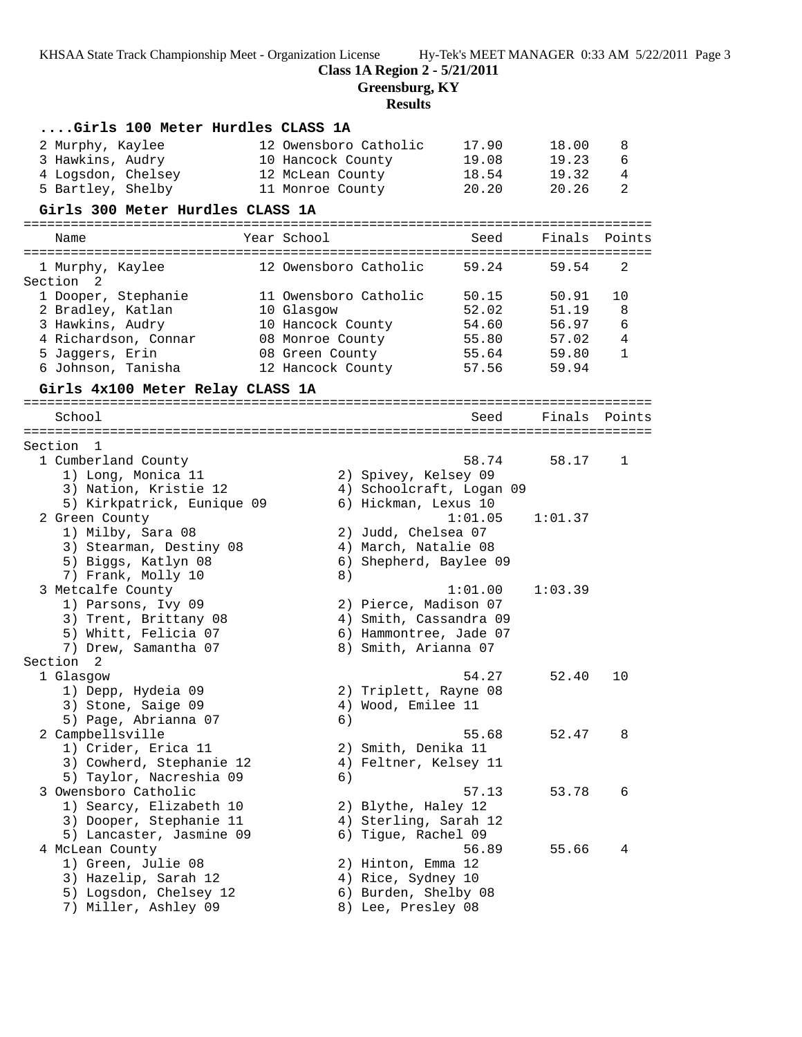**Class 1A Region 2 - 5/21/2011**
**Greensburg, KY**
**Results**

### ....Girls 100 Meter Hurdles CLASS 1A

| Place | Name | Year | School | Seed | Finals | Points |
|---|---|---|---|---|---|---|
| 2 | Murphy, Kaylee | 12 | Owensboro Catholic | 17.90 | 18.00 | 8 |
| 3 | Hawkins, Audry | 10 | Hancock County | 19.08 | 19.23 | 6 |
| 4 | Logsdon, Chelsey | 12 | McLean County | 18.54 | 19.32 | 4 |
| 5 | Bartley, Shelby | 11 | Monroe County | 20.20 | 20.26 | 2 |

### Girls 300 Meter Hurdles CLASS 1A

| Place | Name | Year | School | Seed | Finals | Points |
|---|---|---|---|---|---|---|
| 1 | Murphy, Kaylee | 12 | Owensboro Catholic | 59.24 | 59.54 | 2 |
| **Section 2** | | | | | | |
| 1 | Dooper, Stephanie | 11 | Owensboro Catholic | 50.15 | 50.91 | 10 |
| 2 | Bradley, Katlan | 10 | Glasgow | 52.02 | 51.19 | 8 |
| 3 | Hawkins, Audry | 10 | Hancock County | 54.60 | 56.97 | 6 |
| 4 | Richardson, Connar | 08 | Monroe County | 55.80 | 57.02 | 4 |
| 5 | Jaggers, Erin | 08 | Green County | 55.64 | 59.80 | 1 |
| 6 | Johnson, Tanisha | 12 | Hancock County | 57.56 | 59.94 | |

### Girls 4x100 Meter Relay CLASS 1A

**Section 1**

| Place | School | Seed | Finals | Points |
|---|---|---|---|---|
| 1 | Cumberland County | 58.74 | 58.17 | 1 |

1) Long, Monica 11, 2) Spivey, Kelsey 09, 3) Nation, Kristie 12, 4) Schoolcraft, Logan 09, 5) Kirkpatrick, Eunique 09, 6) Hickman, Lexus 10

| Place | School | Seed | Finals | Points |
|---|---|---|---|---|
| 2 | Green County | 1:01.05 | 1:01.37 | |

1) Milby, Sara 08, 2) Judd, Chelsea 07, 3) Stearman, Destiny 08, 4) March, Natalie 08, 5) Biggs, Katlyn 08, 6) Shepherd, Baylee 09, 7) Frank, Molly 10, 8)

| Place | School | Seed | Finals | Points |
|---|---|---|---|---|
| 3 | Metcalfe County | 1:01.00 | 1:03.39 | |

1) Parsons, Ivy 09, 2) Pierce, Madison 07, 3) Trent, Brittany 08, 4) Smith, Cassandra 09, 5) Whitt, Felicia 07, 6) Hammontree, Jade 07, 7) Drew, Samantha 07, 8) Smith, Arianna 07

**Section 2**

| Place | School | Seed | Finals | Points |
|---|---|---|---|---|
| 1 | Glasgow | 54.27 | 52.40 | 10 |

1) Depp, Hydeia 09, 2) Triplett, Rayne 08, 3) Stone, Saige 09, 4) Wood, Emilee 11, 5) Page, Abrianna 07, 6)

| Place | School | Seed | Finals | Points |
|---|---|---|---|---|
| 2 | Campbellsville | 55.68 | 52.47 | 8 |

1) Crider, Erica 11, 2) Smith, Denika 11, 3) Cowherd, Stephanie 12, 4) Feltner, Kelsey 11, 5) Taylor, Nacreshia 09, 6)

| Place | School | Seed | Finals | Points |
|---|---|---|---|---|
| 3 | Owensboro Catholic | 57.13 | 53.78 | 6 |

1) Searcy, Elizabeth 10, 2) Blythe, Haley 12, 3) Dooper, Stephanie 11, 4) Sterling, Sarah 12, 5) Lancaster, Jasmine 09, 6) Tigue, Rachel 09

| Place | School | Seed | Finals | Points |
|---|---|---|---|---|
| 4 | McLean County | 56.89 | 55.66 | 4 |

1) Green, Julie 08, 2) Hinton, Emma 12, 3) Hazelip, Sarah 12, 4) Rice, Sydney 10, 5) Logsdon, Chelsey 12, 6) Burden, Shelby 08, 7) Miller, Ashley 09, 8) Lee, Presley 08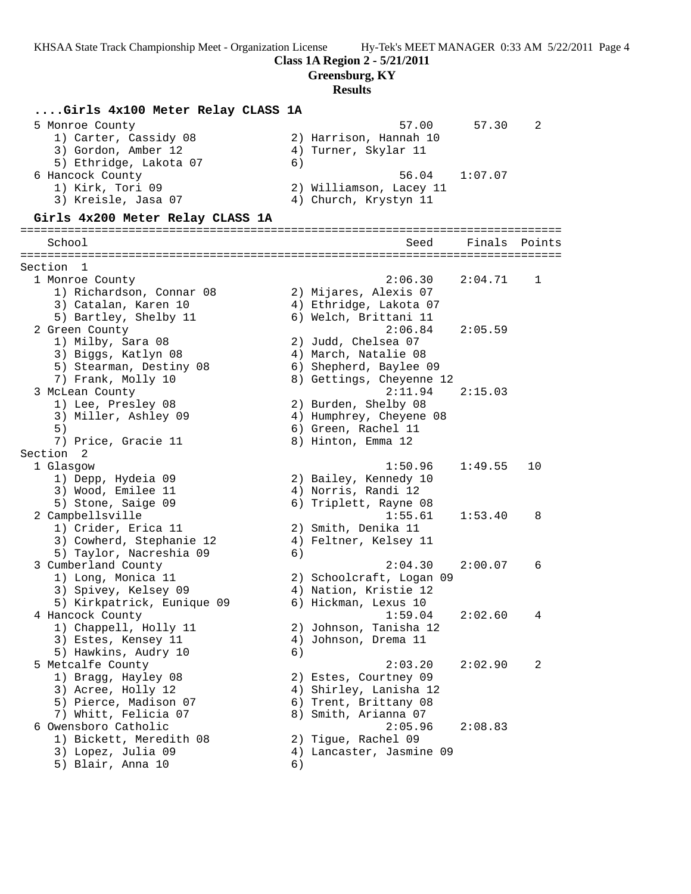**Class 1A Region 2 - 5/21/2011**
**Greensburg, KY**
**Results**

### ....Girls 4x100 Meter Relay CLASS 1A

```
  5 Monroe County                                     57.00      57.30    2
     1) Carter, Cassidy 08              2) Harrison, Hannah 10
     3) Gordon, Amber 12                4) Turner, Skylar 11
     5) Ethridge, Lakota 07             6)
  6 Hancock County                                    56.04    1:07.07
     1) Kirk, Tori 09                   2) Williamson, Lacey 11
     3) Kreisle, Jasa 07                4) Church, Krystyn 11
```

### Girls 4x200 Meter Relay CLASS 1A

```
================================================================================
    School                                            Seed     Finals  Points
================================================================================
Section  1
  1 Monroe County                                   2:06.30    2:04.71    1
     1) Richardson, Connar 08           2) Mijares, Alexis 07
     3) Catalan, Karen 10               4) Ethridge, Lakota 07
     5) Bartley, Shelby 11              6) Welch, Brittani 11
  2 Green County                                    2:06.84    2:05.59
     1) Milby, Sara 08                  2) Judd, Chelsea 07
     3) Biggs, Katlyn 08                4) March, Natalie 08
     5) Stearman, Destiny 08            6) Shepherd, Baylee 09
     7) Frank, Molly 10                 8) Gettings, Cheyenne 12
  3 McLean County                                   2:11.94    2:15.03
     1) Lee, Presley 08                 2) Burden, Shelby 08
     3) Miller, Ashley 09               4) Humphrey, Cheyene 08
     5)                                 6) Green, Rachel 11
     7) Price, Gracie 11                8) Hinton, Emma 12
Section  2
  1 Glasgow                                         1:50.96    1:49.55   10
     1) Depp, Hydeia 09                 2) Bailey, Kennedy 10
     3) Wood, Emilee 11                 4) Norris, Randi 12
     5) Stone, Saige 09                 6) Triplett, Rayne 08
  2 Campbellsville                                  1:55.61    1:53.40    8
     1) Crider, Erica 11                2) Smith, Denika 11
     3) Cowherd, Stephanie 12           4) Feltner, Kelsey 11
     5) Taylor, Nacreshia 09            6)
  3 Cumberland County                               2:04.30    2:00.07    6
     1) Long, Monica 11                 2) Schoolcraft, Logan 09
     3) Spivey, Kelsey 09               4) Nation, Kristie 12
     5) Kirkpatrick, Eunique 09         6) Hickman, Lexus 10
  4 Hancock County                                  1:59.04    2:02.60    4
     1) Chappell, Holly 11              2) Johnson, Tanisha 12
     3) Estes, Kensey 11                4) Johnson, Drema 11
     5) Hawkins, Audry 10               6)
  5 Metcalfe County                                 2:03.20    2:02.90    2
     1) Bragg, Hayley 08                2) Estes, Courtney 09
     3) Acree, Holly 12                 4) Shirley, Lanisha 12
     5) Pierce, Madison 07              6) Trent, Brittany 08
     7) Whitt, Felicia 07               8) Smith, Arianna 07
  6 Owensboro Catholic                              2:05.96    2:08.83
     1) Bickett, Meredith 08            2) Tigue, Rachel 09
     3) Lopez, Julia 09                 4) Lancaster, Jasmine 09
     5) Blair, Anna 10                  6)
```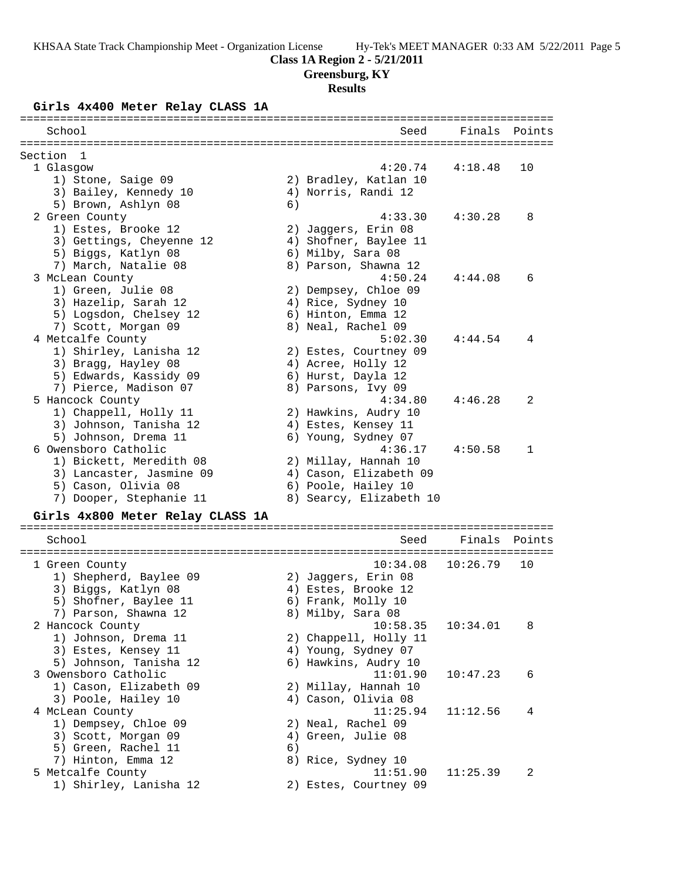**Class 1A Region 2 - 5/21/2011**
**Greensburg, KY**
**Results**

## Girls 4x400 Meter Relay CLASS 1A

| School | Seed | Finals | Points |
|---|---|---|---|
| **Section 1** | | | |
| 1 Glasgow | 4:20.74 | 4:18.48 | 10 |
| 1) Stone, Saige 09; 2) Bradley, Katlan 10; 3) Bailey, Kennedy 10; 4) Norris, Randi 12; 5) Brown, Ashlyn 08; 6) | | | |
| 2 Green County | 4:33.30 | 4:30.28 | 8 |
| 1) Estes, Brooke 12; 2) Jaggers, Erin 08; 3) Gettings, Cheyenne 12; 4) Shofner, Baylee 11; 5) Biggs, Katlyn 08; 6) Milby, Sara 08; 7) March, Natalie 08; 8) Parson, Shawna 12 | | | |
| 3 McLean County | 4:50.24 | 4:44.08 | 6 |
| 1) Green, Julie 08; 2) Dempsey, Chloe 09; 3) Hazelip, Sarah 12; 4) Rice, Sydney 10; 5) Logsdon, Chelsey 12; 6) Hinton, Emma 12; 7) Scott, Morgan 09; 8) Neal, Rachel 09 | | | |
| 4 Metcalfe County | 5:02.30 | 4:44.54 | 4 |
| 1) Shirley, Lanisha 12; 2) Estes, Courtney 09; 3) Bragg, Hayley 08; 4) Acree, Holly 12; 5) Edwards, Kassidy 09; 6) Hurst, Dayla 12; 7) Pierce, Madison 07; 8) Parsons, Ivy 09 | | | |
| 5 Hancock County | 4:34.80 | 4:46.28 | 2 |
| 1) Chappell, Holly 11; 2) Hawkins, Audry 10; 3) Johnson, Tanisha 12; 4) Estes, Kensey 11; 5) Johnson, Drema 11; 6) Young, Sydney 07 | | | |
| 6 Owensboro Catholic | 4:36.17 | 4:50.58 | 1 |
| 1) Bickett, Meredith 08; 2) Millay, Hannah 10; 3) Lancaster, Jasmine 09; 4) Cason, Elizabeth 09; 5) Cason, Olivia 08; 6) Poole, Hailey 10; 7) Dooper, Stephanie 11; 8) Searcy, Elizabeth 10 | | | |

## Girls 4x800 Meter Relay CLASS 1A

| School | Seed | Finals | Points |
|---|---|---|---|
| 1 Green County | 10:34.08 | 10:26.79 | 10 |
| 1) Shepherd, Baylee 09; 2) Jaggers, Erin 08; 3) Biggs, Katlyn 08; 4) Estes, Brooke 12; 5) Shofner, Baylee 11; 6) Frank, Molly 10; 7) Parson, Shawna 12; 8) Milby, Sara 08 | | | |
| 2 Hancock County | 10:58.35 | 10:34.01 | 8 |
| 1) Johnson, Drema 11; 2) Chappell, Holly 11; 3) Estes, Kensey 11; 4) Young, Sydney 07; 5) Johnson, Tanisha 12; 6) Hawkins, Audry 10 | | | |
| 3 Owensboro Catholic | 11:01.90 | 10:47.23 | 6 |
| 1) Cason, Elizabeth 09; 2) Millay, Hannah 10; 3) Poole, Hailey 10; 4) Cason, Olivia 08 | | | |
| 4 McLean County | 11:25.94 | 11:12.56 | 4 |
| 1) Dempsey, Chloe 09; 2) Neal, Rachel 09; 3) Scott, Morgan 09; 4) Green, Julie 08; 5) Green, Rachel 11; 6); 7) Hinton, Emma 12; 8) Rice, Sydney 10 | | | |
| 5 Metcalfe County | 11:51.90 | 11:25.39 | 2 |
| 1) Shirley, Lanisha 12; 2) Estes, Courtney 09 | | | |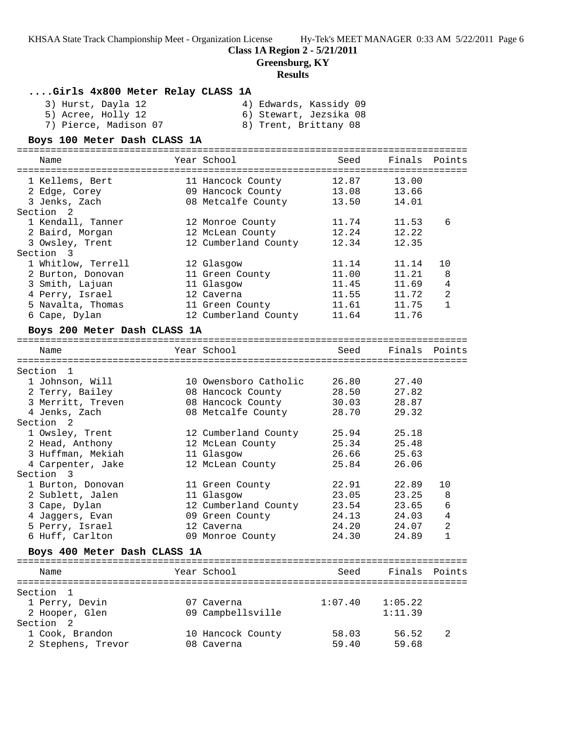**Class 1A Region 2 - 5/21/2011**

**Greensburg, KY**

**Results**

### ....Girls 4x800 Meter Relay CLASS 1A

3) Hurst, Dayla 12
4) Edwards, Kassidy 09
5) Acree, Holly 12
6) Stewart, Jezsika 08
7) Pierce, Madison 07
8) Trent, Brittany 08

### Boys 100 Meter Dash CLASS 1A

| Name | Year | School | Seed | Finals | Points |
|---|---|---|---|---|---|
| 1 Kellems, Bert | 11 | Hancock County | 12.87 | 13.00 | |
| 2 Edge, Corey | 09 | Hancock County | 13.08 | 13.66 | |
| 3 Jenks, Zach | 08 | Metcalfe County | 13.50 | 14.01 | |
| Section 2 | | | | | |
| 1 Kendall, Tanner | 12 | Monroe County | 11.74 | 11.53 | 6 |
| 2 Baird, Morgan | 12 | McLean County | 12.24 | 12.22 | |
| 3 Owsley, Trent | 12 | Cumberland County | 12.34 | 12.35 | |
| Section 3 | | | | | |
| 1 Whitlow, Terrell | 12 | Glasgow | 11.14 | 11.14 | 10 |
| 2 Burton, Donovan | 11 | Green County | 11.00 | 11.21 | 8 |
| 3 Smith, Lajuan | 11 | Glasgow | 11.45 | 11.69 | 4 |
| 4 Perry, Israel | 12 | Caverna | 11.55 | 11.72 | 2 |
| 5 Navalta, Thomas | 11 | Green County | 11.61 | 11.75 | 1 |
| 6 Cape, Dylan | 12 | Cumberland County | 11.64 | 11.76 | |

### Boys 200 Meter Dash CLASS 1A

| Name | Year | School | Seed | Finals | Points |
|---|---|---|---|---|---|
| Section 1 | | | | | |
| 1 Johnson, Will | 10 | Owensboro Catholic | 26.80 | 27.40 | |
| 2 Terry, Bailey | 08 | Hancock County | 28.50 | 27.82 | |
| 3 Merritt, Treven | 08 | Hancock County | 30.03 | 28.87 | |
| 4 Jenks, Zach | 08 | Metcalfe County | 28.70 | 29.32 | |
| Section 2 | | | | | |
| 1 Owsley, Trent | 12 | Cumberland County | 25.94 | 25.18 | |
| 2 Head, Anthony | 12 | McLean County | 25.34 | 25.48 | |
| 3 Huffman, Mekiah | 11 | Glasgow | 26.66 | 25.63 | |
| 4 Carpenter, Jake | 12 | McLean County | 25.84 | 26.06 | |
| Section 3 | | | | | |
| 1 Burton, Donovan | 11 | Green County | 22.91 | 22.89 | 10 |
| 2 Sublett, Jalen | 11 | Glasgow | 23.05 | 23.25 | 8 |
| 3 Cape, Dylan | 12 | Cumberland County | 23.54 | 23.65 | 6 |
| 4 Jaggers, Evan | 09 | Green County | 24.13 | 24.03 | 4 |
| 5 Perry, Israel | 12 | Caverna | 24.20 | 24.07 | 2 |
| 6 Huff, Carlton | 09 | Monroe County | 24.30 | 24.89 | 1 |

### Boys 400 Meter Dash CLASS 1A

| Name | Year | School | Seed | Finals | Points |
|---|---|---|---|---|---|
| Section 1 | | | | | |
| 1 Perry, Devin | 07 | Caverna | 1:07.40 | 1:05.22 | |
| 2 Hooper, Glen | 09 | Campbellsville | | 1:11.39 | |
| Section 2 | | | | | |
| 1 Cook, Brandon | 10 | Hancock County | 58.03 | 56.52 | 2 |
| 2 Stephens, Trevor | 08 | Caverna | 59.40 | 59.68 | |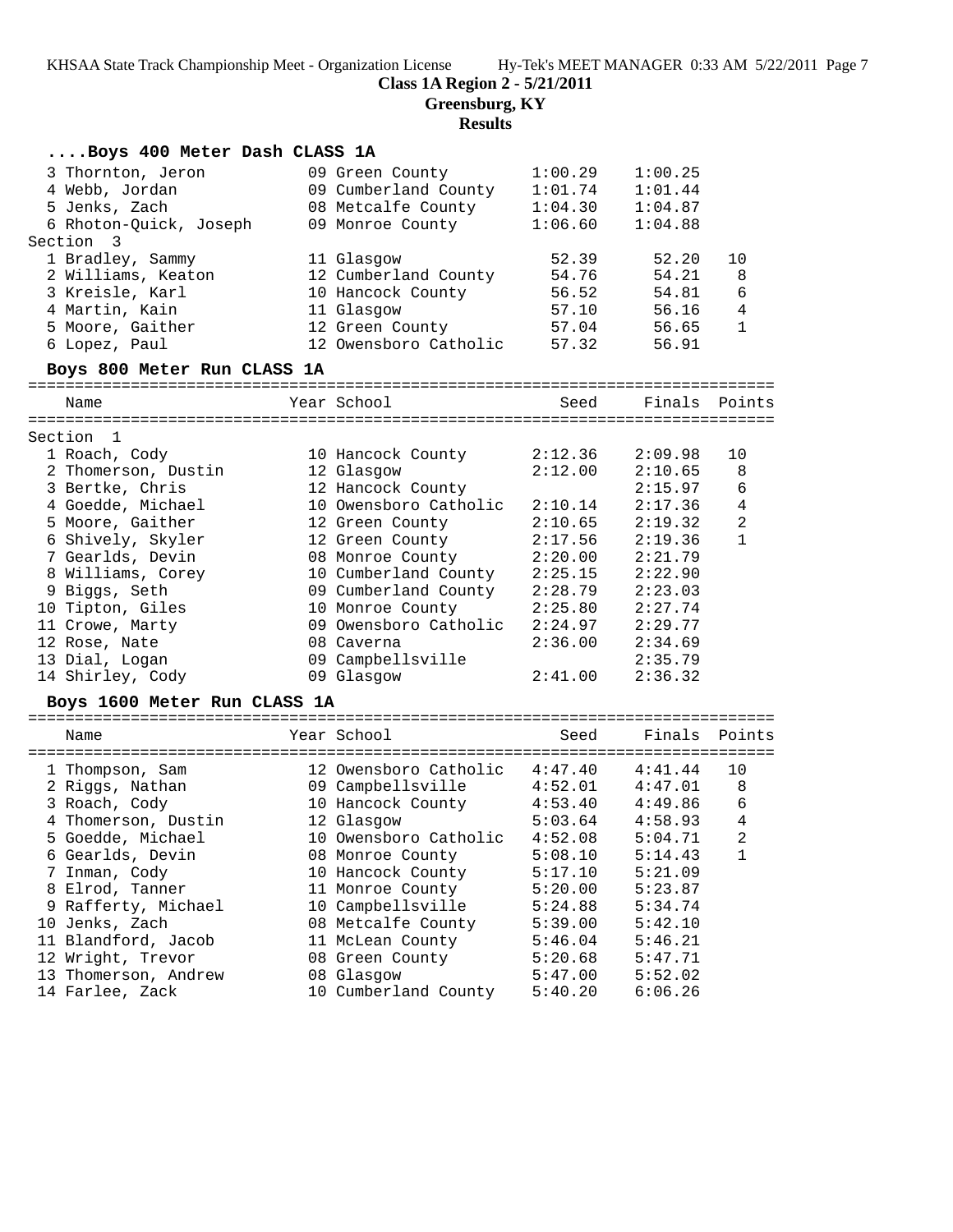**Class 1A Region 2 - 5/21/2011**

**Greensburg, KY**

**Results**

### ....Boys 400 Meter Dash CLASS 1A

| Name | Year | School | Seed | Finals | Points |
|---|---|---|---|---|---|
| 3 Thornton, Jeron | 09 | Green County | 1:00.29 | 1:00.25 | |
| 4 Webb, Jordan | 09 | Cumberland County | 1:01.74 | 1:01.44 | |
| 5 Jenks, Zach | 08 | Metcalfe County | 1:04.30 | 1:04.87 | |
| 6 Rhoton-Quick, Joseph | 09 | Monroe County | 1:06.60 | 1:04.88 | |
| **Section 3** | | | | | |
| 1 Bradley, Sammy | 11 | Glasgow | 52.39 | 52.20 | 10 |
| 2 Williams, Keaton | 12 | Cumberland County | 54.76 | 54.21 | 8 |
| 3 Kreisle, Karl | 10 | Hancock County | 56.52 | 54.81 | 6 |
| 4 Martin, Kain | 11 | Glasgow | 57.10 | 56.16 | 4 |
| 5 Moore, Gaither | 12 | Green County | 57.04 | 56.65 | 1 |
| 6 Lopez, Paul | 12 | Owensboro Catholic | 57.32 | 56.91 | |

### Boys 800 Meter Run CLASS 1A

| Name | Year | School | Seed | Finals | Points |
|---|---|---|---|---|---|
| **Section 1** | | | | | |
| 1 Roach, Cody | 10 | Hancock County | 2:12.36 | 2:09.98 | 10 |
| 2 Thomerson, Dustin | 12 | Glasgow | 2:12.00 | 2:10.65 | 8 |
| 3 Bertke, Chris | 12 | Hancock County | | 2:15.97 | 6 |
| 4 Goedde, Michael | 10 | Owensboro Catholic | 2:10.14 | 2:17.36 | 4 |
| 5 Moore, Gaither | 12 | Green County | 2:10.65 | 2:19.32 | 2 |
| 6 Shively, Skyler | 12 | Green County | 2:17.56 | 2:19.36 | 1 |
| 7 Gearlds, Devin | 08 | Monroe County | 2:20.00 | 2:21.79 | |
| 8 Williams, Corey | 10 | Cumberland County | 2:25.15 | 2:22.90 | |
| 9 Biggs, Seth | 09 | Cumberland County | 2:28.79 | 2:23.03 | |
| 10 Tipton, Giles | 10 | Monroe County | 2:25.80 | 2:27.74 | |
| 11 Crowe, Marty | 09 | Owensboro Catholic | 2:24.97 | 2:29.77 | |
| 12 Rose, Nate | 08 | Caverna | 2:36.00 | 2:34.69 | |
| 13 Dial, Logan | 09 | Campbellsville | | 2:35.79 | |
| 14 Shirley, Cody | 09 | Glasgow | 2:41.00 | 2:36.32 | |

### Boys 1600 Meter Run CLASS 1A

| Name | Year | School | Seed | Finals | Points |
|---|---|---|---|---|---|
| 1 Thompson, Sam | 12 | Owensboro Catholic | 4:47.40 | 4:41.44 | 10 |
| 2 Riggs, Nathan | 09 | Campbellsville | 4:52.01 | 4:47.01 | 8 |
| 3 Roach, Cody | 10 | Hancock County | 4:53.40 | 4:49.86 | 6 |
| 4 Thomerson, Dustin | 12 | Glasgow | 5:03.64 | 4:58.93 | 4 |
| 5 Goedde, Michael | 10 | Owensboro Catholic | 4:52.08 | 5:04.71 | 2 |
| 6 Gearlds, Devin | 08 | Monroe County | 5:08.10 | 5:14.43 | 1 |
| 7 Inman, Cody | 10 | Hancock County | 5:17.10 | 5:21.09 | |
| 8 Elrod, Tanner | 11 | Monroe County | 5:20.00 | 5:23.87 | |
| 9 Rafferty, Michael | 10 | Campbellsville | 5:24.88 | 5:34.74 | |
| 10 Jenks, Zach | 08 | Metcalfe County | 5:39.00 | 5:42.10 | |
| 11 Blandford, Jacob | 11 | McLean County | 5:46.04 | 5:46.21 | |
| 12 Wright, Trevor | 08 | Green County | 5:20.68 | 5:47.71 | |
| 13 Thomerson, Andrew | 08 | Glasgow | 5:47.00 | 5:52.02 | |
| 14 Farlee, Zack | 10 | Cumberland County | 5:40.20 | 6:06.26 | |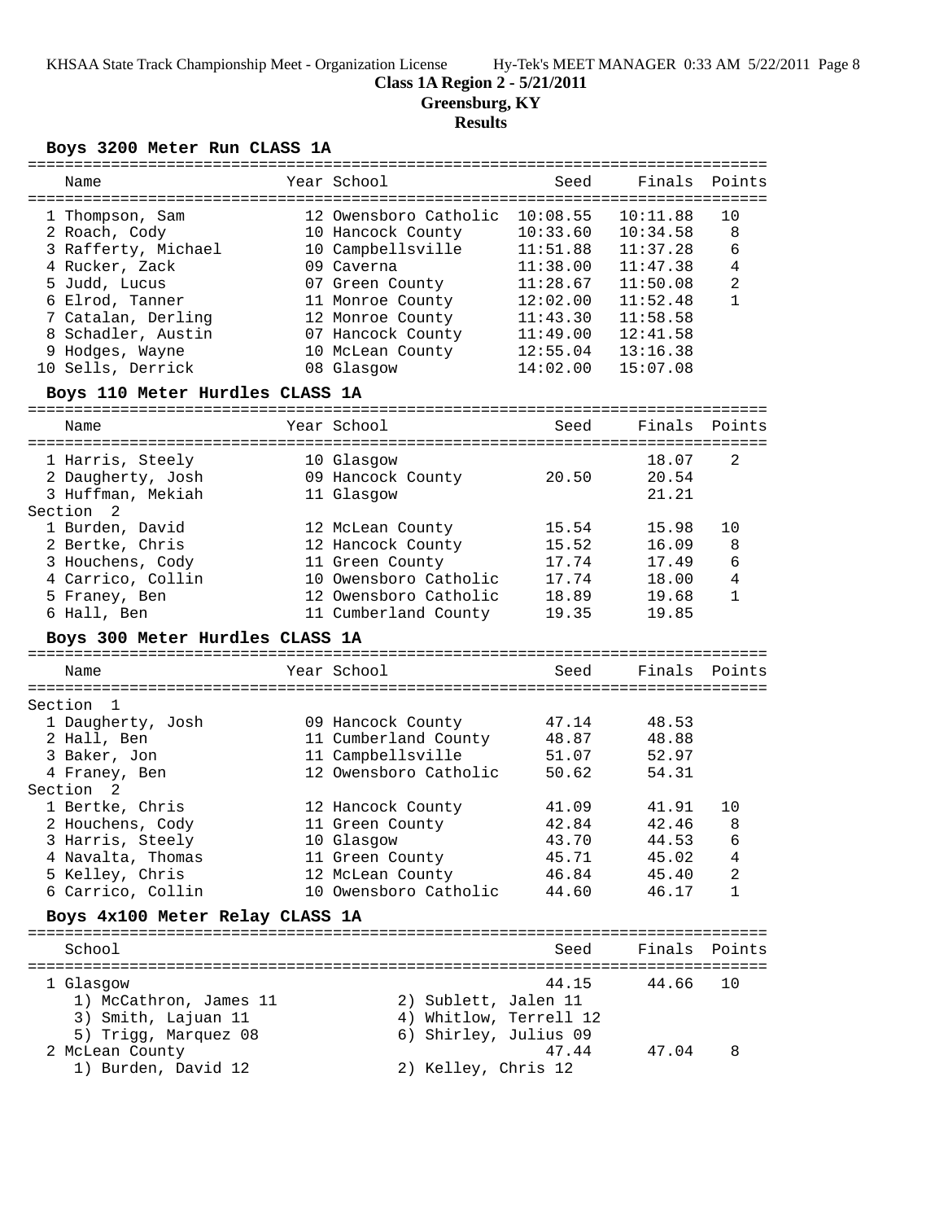**Class 1A Region 2 - 5/21/2011**

**Greensburg, KY**

**Results**

### Boys 3200 Meter Run CLASS 1A

| Name | Year | School | Seed | Finals | Points |
|---|---|---|---|---|---|
| 1 Thompson, Sam | 12 | Owensboro Catholic | 10:08.55 | 10:11.88 | 10 |
| 2 Roach, Cody | 10 | Hancock County | 10:33.60 | 10:34.58 | 8 |
| 3 Rafferty, Michael | 10 | Campbellsville | 11:51.88 | 11:37.28 | 6 |
| 4 Rucker, Zack | 09 | Caverna | 11:38.00 | 11:47.38 | 4 |
| 5 Judd, Lucus | 07 | Green County | 11:28.67 | 11:50.08 | 2 |
| 6 Elrod, Tanner | 11 | Monroe County | 12:02.00 | 11:52.48 | 1 |
| 7 Catalan, Derling | 12 | Monroe County | 11:43.30 | 11:58.58 | |
| 8 Schadler, Austin | 07 | Hancock County | 11:49.00 | 12:41.58 | |
| 9 Hodges, Wayne | 10 | McLean County | 12:55.04 | 13:16.38 | |
| 10 Sells, Derrick | 08 | Glasgow | 14:02.00 | 15:07.08 | |

### Boys 110 Meter Hurdles CLASS 1A

| Name | Year | School | Seed | Finals | Points |
|---|---|---|---|---|---|
| 1 Harris, Steely | 10 | Glasgow | | 18.07 | 2 |
| 2 Daugherty, Josh | 09 | Hancock County | 20.50 | 20.54 | |
| 3 Huffman, Mekiah | 11 | Glasgow | | 21.21 | |
| **Section 2** | | | | | |
| 1 Burden, David | 12 | McLean County | 15.54 | 15.98 | 10 |
| 2 Bertke, Chris | 12 | Hancock County | 15.52 | 16.09 | 8 |
| 3 Houchens, Cody | 11 | Green County | 17.74 | 17.49 | 6 |
| 4 Carrico, Collin | 10 | Owensboro Catholic | 17.74 | 18.00 | 4 |
| 5 Franey, Ben | 12 | Owensboro Catholic | 18.89 | 19.68 | 1 |
| 6 Hall, Ben | 11 | Cumberland County | 19.35 | 19.85 | |

### Boys 300 Meter Hurdles CLASS 1A

| Name | Year | School | Seed | Finals | Points |
|---|---|---|---|---|---|
| **Section 1** | | | | | |
| 1 Daugherty, Josh | 09 | Hancock County | 47.14 | 48.53 | |
| 2 Hall, Ben | 11 | Cumberland County | 48.87 | 48.88 | |
| 3 Baker, Jon | 11 | Campbellsville | 51.07 | 52.97 | |
| 4 Franey, Ben | 12 | Owensboro Catholic | 50.62 | 54.31 | |
| **Section 2** | | | | | |
| 1 Bertke, Chris | 12 | Hancock County | 41.09 | 41.91 | 10 |
| 2 Houchens, Cody | 11 | Green County | 42.84 | 42.46 | 8 |
| 3 Harris, Steely | 10 | Glasgow | 43.70 | 44.53 | 6 |
| 4 Navalta, Thomas | 11 | Green County | 45.71 | 45.02 | 4 |
| 5 Kelley, Chris | 12 | McLean County | 46.84 | 45.40 | 2 |
| 6 Carrico, Collin | 10 | Owensboro Catholic | 44.60 | 46.17 | 1 |

### Boys 4x100 Meter Relay CLASS 1A

| School | Seed | Finals | Points |
|---|---|---|---|
| 1 Glasgow | 44.15 | 44.66 | 10 |
| 1) McCathron, James 11; 2) Sublett, Jalen 11; 3) Smith, Lajuan 11; 4) Whitlow, Terrell 12; 5) Trigg, Marquez 08; 6) Shirley, Julius 09 | | | |
| 2 McLean County | 47.44 | 47.04 | 8 |
| 1) Burden, David 12; 2) Kelley, Chris 12 | | | |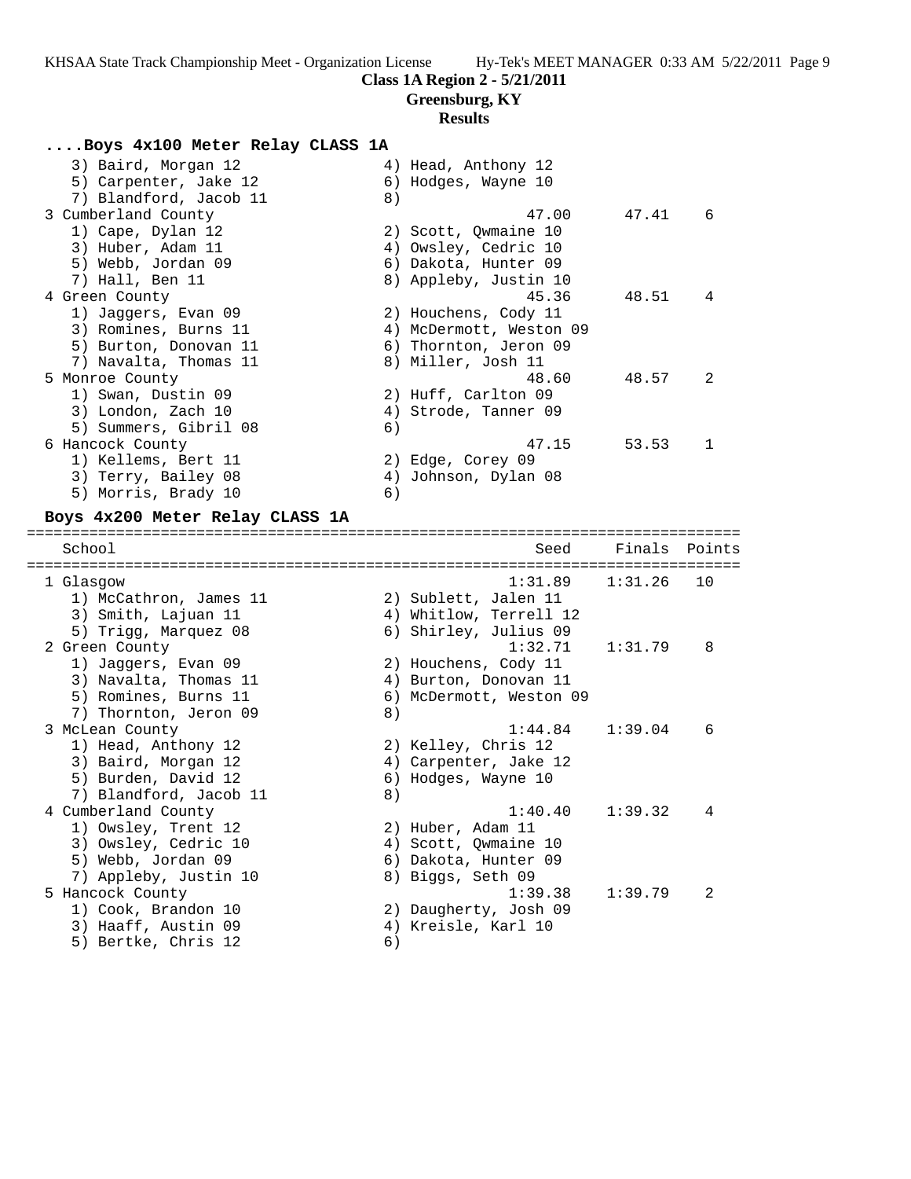**Class 1A Region 2 - 5/21/2011**

**Greensburg, KY**

**Results**

### ....Boys 4x100 Meter Relay CLASS 1A

```
    3) Baird, Morgan 12               4) Head, Anthony 12
    5) Carpenter, Jake 12             6) Hodges, Wayne 10
    7) Blandford, Jacob 11            8)
  3 Cumberland County                            47.00      47.41    6
    1) Cape, Dylan 12                 2) Scott, Qwmaine 10
    3) Huber, Adam 11                 4) Owsley, Cedric 10
    5) Webb, Jordan 09                6) Dakota, Hunter 09
    7) Hall, Ben 11                   8) Appleby, Justin 10
  4 Green County                                 45.36      48.51    4
    1) Jaggers, Evan 09               2) Houchens, Cody 11
    3) Romines, Burns 11              4) McDermott, Weston 09
    5) Burton, Donovan 11             6) Thornton, Jeron 09
    7) Navalta, Thomas 11             8) Miller, Josh 11
  5 Monroe County                                48.60      48.57    2
    1) Swan, Dustin 09                2) Huff, Carlton 09
    3) London, Zach 10                4) Strode, Tanner 09
    5) Summers, Gibril 08             6)
  6 Hancock County                               47.15      53.53    1
    1) Kellems, Bert 11               2) Edge, Corey 09
    3) Terry, Bailey 08               4) Johnson, Dylan 08
    5) Morris, Brady 10               6)
```

### Boys 4x200 Meter Relay CLASS 1A

```
================================================================================
   School                                          Seed     Finals  Points
================================================================================
  1 Glasgow                                     1:31.89    1:31.26   10
    1) McCathron, James 11            2) Sublett, Jalen 11
    3) Smith, Lajuan 11               4) Whitlow, Terrell 12
    5) Trigg, Marquez 08              6) Shirley, Julius 09
  2 Green County                                1:32.71    1:31.79    8
    1) Jaggers, Evan 09               2) Houchens, Cody 11
    3) Navalta, Thomas 11             4) Burton, Donovan 11
    5) Romines, Burns 11              6) McDermott, Weston 09
    7) Thornton, Jeron 09             8)
  3 McLean County                               1:44.84    1:39.04    6
    1) Head, Anthony 12               2) Kelley, Chris 12
    3) Baird, Morgan 12               4) Carpenter, Jake 12
    5) Burden, David 12               6) Hodges, Wayne 10
    7) Blandford, Jacob 11            8)
  4 Cumberland County                           1:40.40    1:39.32    4
    1) Owsley, Trent 12               2) Huber, Adam 11
    3) Owsley, Cedric 10              4) Scott, Qwmaine 10
    5) Webb, Jordan 09                6) Dakota, Hunter 09
    7) Appleby, Justin 10             8) Biggs, Seth 09
  5 Hancock County                              1:39.38    1:39.79    2
    1) Cook, Brandon 10               2) Daugherty, Josh 09
    3) Haaff, Austin 09               4) Kreisle, Karl 10
    5) Bertke, Chris 12               6)
```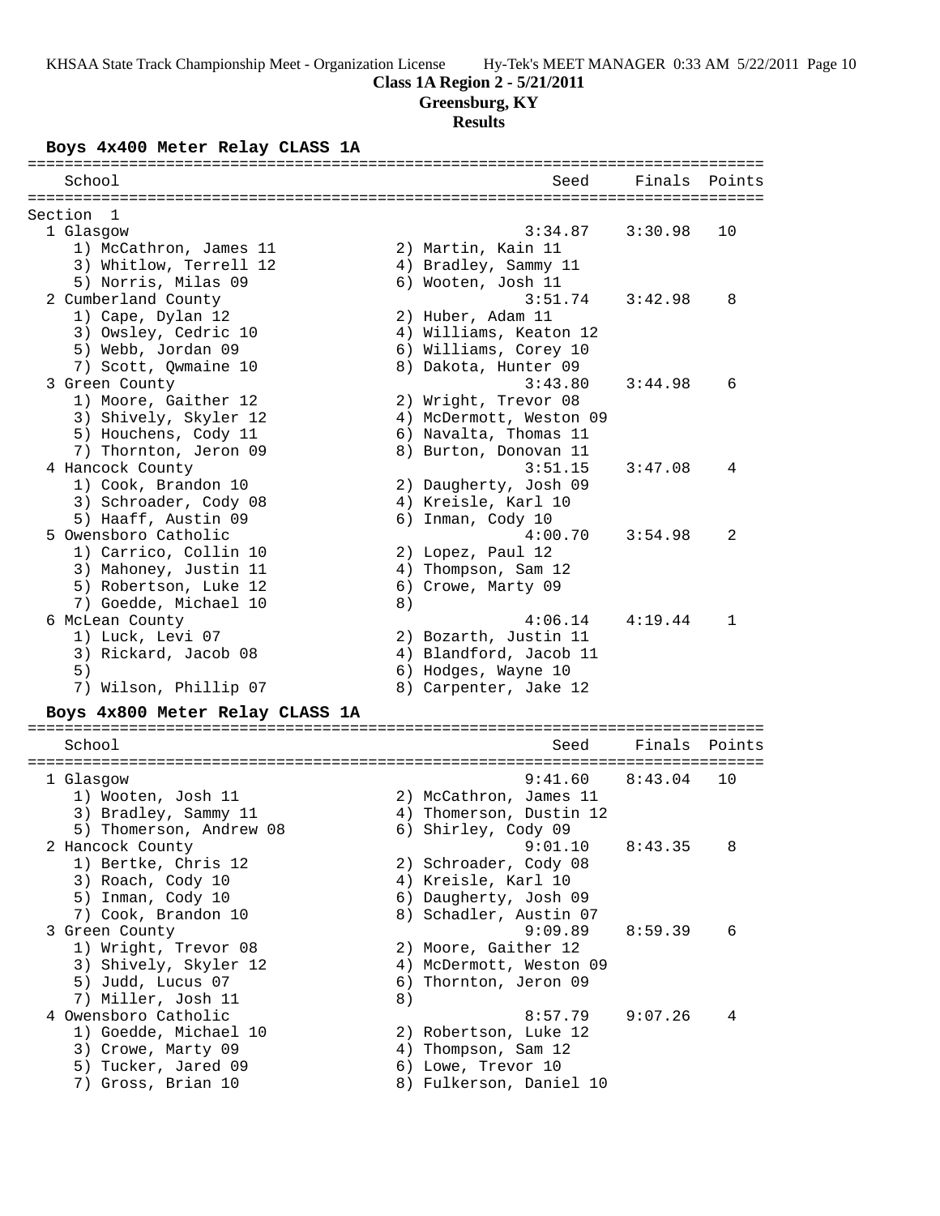## Class 1A Region 2 - 5/21/2011
## Greensburg, KY
## Results

### Boys 4x400 Meter Relay CLASS 1A

| School | Seed | Finals | Points |
|---|---|---|---|
| **Section 1** | | | |
| 1 Glasgow | 3:34.87 | 3:30.98 | 10 |
| 1) McCathron, James 11; 2) Martin, Kain 11; 3) Whitlow, Terrell 12; 4) Bradley, Sammy 11; 5) Norris, Milas 09; 6) Wooten, Josh 11 | | | |
| 2 Cumberland County | 3:51.74 | 3:42.98 | 8 |
| 1) Cape, Dylan 12; 2) Huber, Adam 11; 3) Owsley, Cedric 10; 4) Williams, Keaton 12; 5) Webb, Jordan 09; 6) Williams, Corey 10; 7) Scott, Qwmaine 10; 8) Dakota, Hunter 09 | | | |
| 3 Green County | 3:43.80 | 3:44.98 | 6 |
| 1) Moore, Gaither 12; 2) Wright, Trevor 08; 3) Shively, Skyler 12; 4) McDermott, Weston 09; 5) Houchens, Cody 11; 6) Navalta, Thomas 11; 7) Thornton, Jeron 09; 8) Burton, Donovan 11 | | | |
| 4 Hancock County | 3:51.15 | 3:47.08 | 4 |
| 1) Cook, Brandon 10; 2) Daugherty, Josh 09; 3) Schroader, Cody 08; 4) Kreisle, Karl 10; 5) Haaff, Austin 09; 6) Inman, Cody 10 | | | |
| 5 Owensboro Catholic | 4:00.70 | 3:54.98 | 2 |
| 1) Carrico, Collin 10; 2) Lopez, Paul 12; 3) Mahoney, Justin 11; 4) Thompson, Sam 12; 5) Robertson, Luke 12; 6) Crowe, Marty 09; 7) Goedde, Michael 10; 8) | | | |
| 6 McLean County | 4:06.14 | 4:19.44 | 1 |
| 1) Luck, Levi 07; 2) Bozarth, Justin 11; 3) Rickard, Jacob 08; 4) Blandford, Jacob 11; 5); 6) Hodges, Wayne 10; 7) Wilson, Phillip 07; 8) Carpenter, Jake 12 | | | |

### Boys 4x800 Meter Relay CLASS 1A

| School | Seed | Finals | Points |
|---|---|---|---|
| 1 Glasgow | 9:41.60 | 8:43.04 | 10 |
| 1) Wooten, Josh 11; 2) McCathron, James 11; 3) Bradley, Sammy 11; 4) Thomerson, Dustin 12; 5) Thomerson, Andrew 08; 6) Shirley, Cody 09 | | | |
| 2 Hancock County | 9:01.10 | 8:43.35 | 8 |
| 1) Bertke, Chris 12; 2) Schroader, Cody 08; 3) Roach, Cody 10; 4) Kreisle, Karl 10; 5) Inman, Cody 10; 6) Daugherty, Josh 09; 7) Cook, Brandon 10; 8) Schadler, Austin 07 | | | |
| 3 Green County | 9:09.89 | 8:59.39 | 6 |
| 1) Wright, Trevor 08; 2) Moore, Gaither 12; 3) Shively, Skyler 12; 4) McDermott, Weston 09; 5) Judd, Lucus 07; 6) Thornton, Jeron 09; 7) Miller, Josh 11; 8) | | | |
| 4 Owensboro Catholic | 8:57.79 | 9:07.26 | 4 |
| 1) Goedde, Michael 10; 2) Robertson, Luke 12; 3) Crowe, Marty 09; 4) Thompson, Sam 12; 5) Tucker, Jared 09; 6) Lowe, Trevor 10; 7) Gross, Brian 10; 8) Fulkerson, Daniel 10 | | | |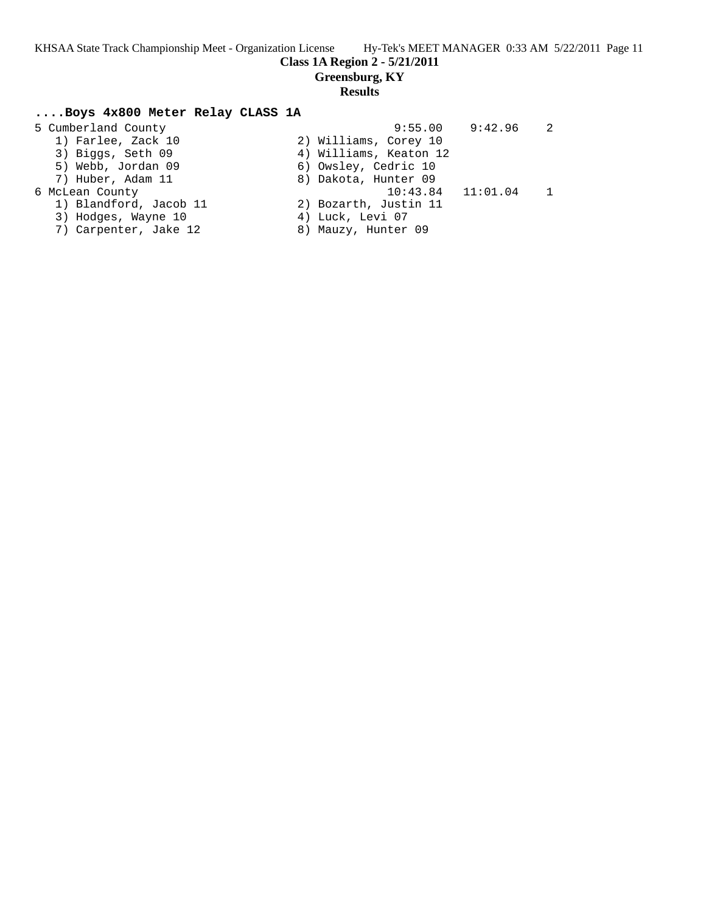**Class 1A Region 2 - 5/21/2011**

**Greensburg, KY**

**Results**

### ....Boys 4x800 Meter Relay CLASS 1A

```
5 Cumberland County                               9:55.00    9:42.96    2
   1) Farlee, Zack 10              2) Williams, Corey 10
   3) Biggs, Seth 09               4) Williams, Keaton 12
   5) Webb, Jordan 09              6) Owsley, Cedric 10
   7) Huber, Adam 11               8) Dakota, Hunter 09
6 McLean County                                  10:43.84   11:01.04    1
   1) Blandford, Jacob 11          2) Bozarth, Justin 11
   3) Hodges, Wayne 10             4) Luck, Levi 07
   7) Carpenter, Jake 12           8) Mauzy, Hunter 09
```